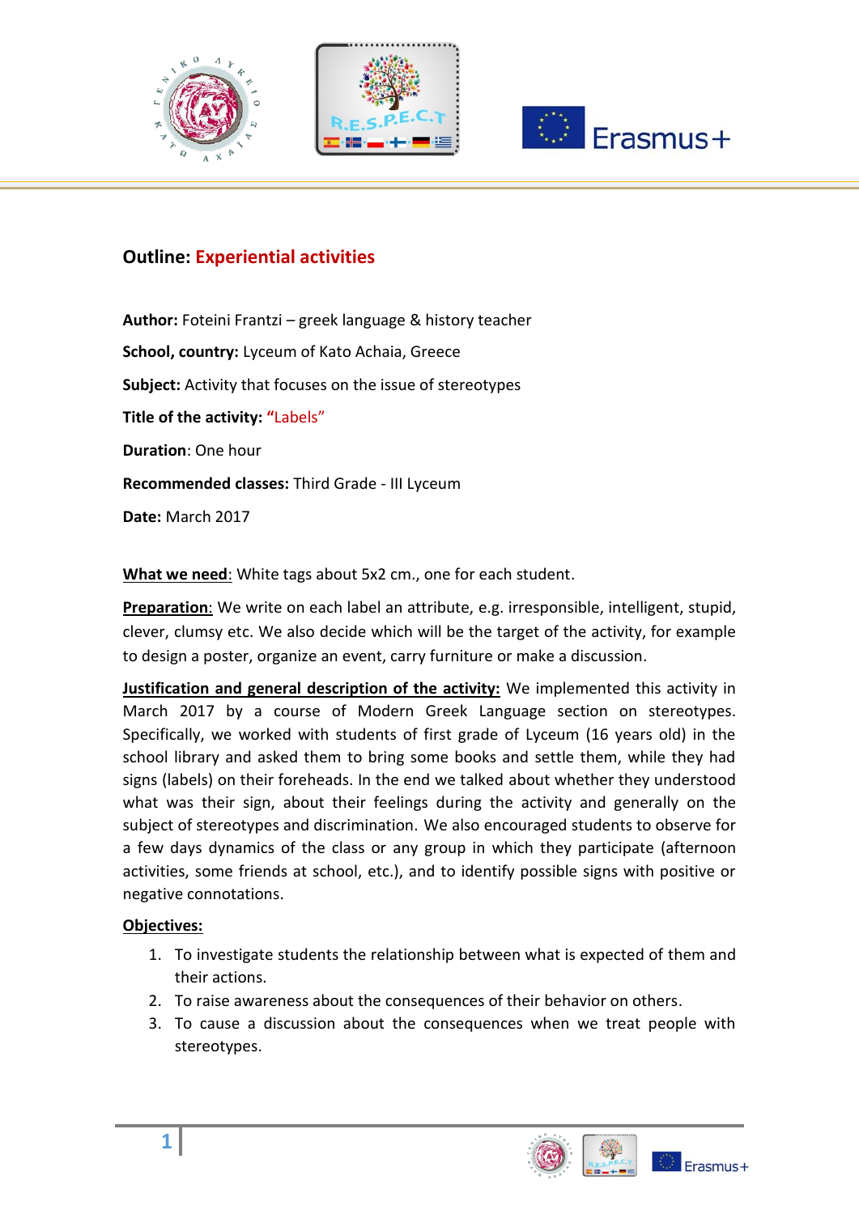## Outline: Experiential activities

**Author:** Foteini Frantzi – greek language & history teacher

**School, country:** Lyceum of Kato Achaia, Greece

**Subject:** Activity that focuses on the issue of stereotypes

**Title of the activity:** "Labels"

**Duration**: One hour

**Recommended classes:** Third Grade - III Lyceum

**Date:** March 2017

**What we need**: White tags about 5x2 cm., one for each student.

**Preparation**: We write on each label an attribute, e.g. irresponsible, intelligent, stupid, clever, clumsy etc. We also decide which will be the target of the activity, for example to design a poster, organize an event, carry furniture or make a discussion.

**Justification and general description of the activity:** We implemented this activity in March 2017 by a course of Modern Greek Language section on stereotypes. Specifically, we worked with students of first grade of Lyceum (16 years old) in the school library and asked them to bring some books and settle them, while they had signs (labels) on their foreheads. In the end we talked about whether they understood what was their sign, about their feelings during the activity and generally on the subject of stereotypes and discrimination. We also encouraged students to observe for a few days dynamics of the class or any group in which they participate (afternoon activities, some friends at school, etc.), and to identify possible signs with positive or negative connotations.

**Objectives:**

1. To investigate students the relationship between what is expected of them and their actions.
2. To raise awareness about the consequences of their behavior on others.
3. To cause a discussion about the consequences when we treat people with stereotypes.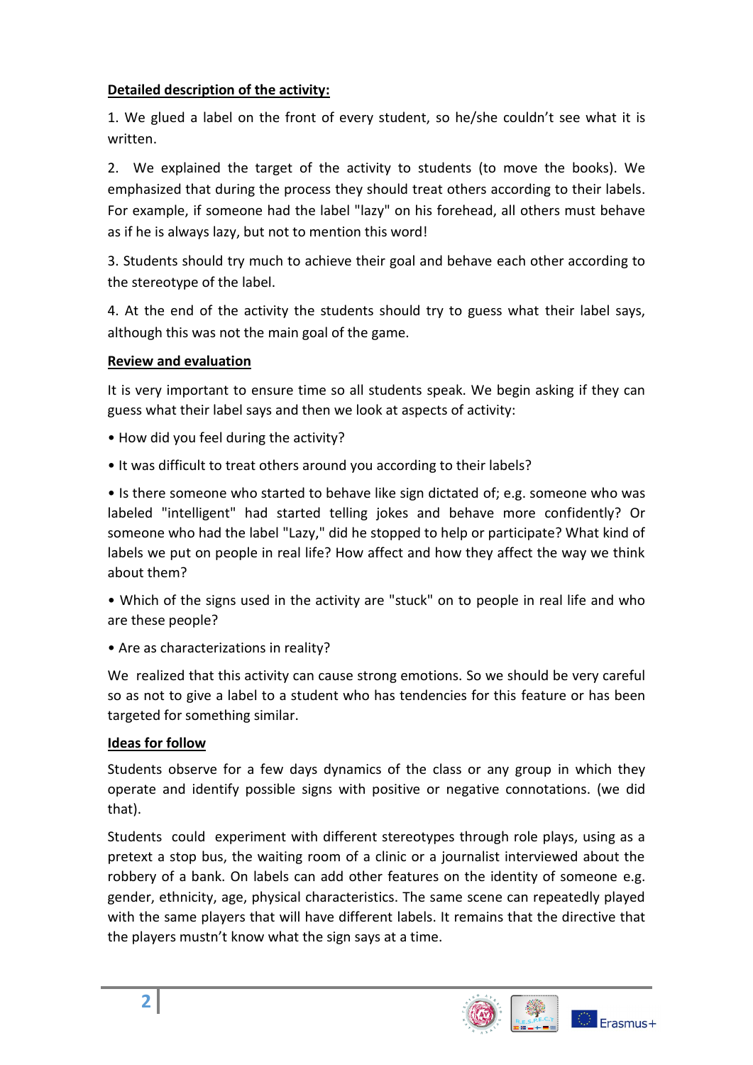**Detailed description of the activity:**

1. We glued a label on the front of every student, so he/she couldn't see what it is written.

2. We explained the target of the activity to students (to move the books). We emphasized that during the process they should treat others according to their labels. For example, if someone had the label "lazy" on his forehead, all others must behave as if he is always lazy, but not to mention this word!

3. Students should try much to achieve their goal and behave each other according to the stereotype of the label.

4. At the end of the activity the students should try to guess what their label says, although this was not the main goal of the game.

**Review and evaluation**

It is very important to ensure time so all students speak. We begin asking if they can guess what their label says and then we look at aspects of activity:

- How did you feel during the activity?
- It was difficult to treat others around you according to their labels?
- Is there someone who started to behave like sign dictated of; e.g. someone who was labeled "intelligent" had started telling jokes and behave more confidently? Or someone who had the label "Lazy," did he stopped to help or participate? What kind of labels we put on people in real life? How affect and how they affect the way we think about them?
- Which of the signs used in the activity are "stuck" on to people in real life and who are these people?
- Are as characterizations in reality?

We realized that this activity can cause strong emotions. So we should be very careful so as not to give a label to a student who has tendencies for this feature or has been targeted for something similar.

**Ideas for follow**

Students observe for a few days dynamics of the class or any group in which they operate and identify possible signs with positive or negative connotations. (we did that).

Students could experiment with different stereotypes through role plays, using as a pretext a stop bus, the waiting room of a clinic or a journalist interviewed about the robbery of a bank. On labels can add other features on the identity of someone e.g. gender, ethnicity, age, physical characteristics. The same scene can repeatedly played with the same players that will have different labels. It remains that the directive that the players mustn't know what the sign says at a time.